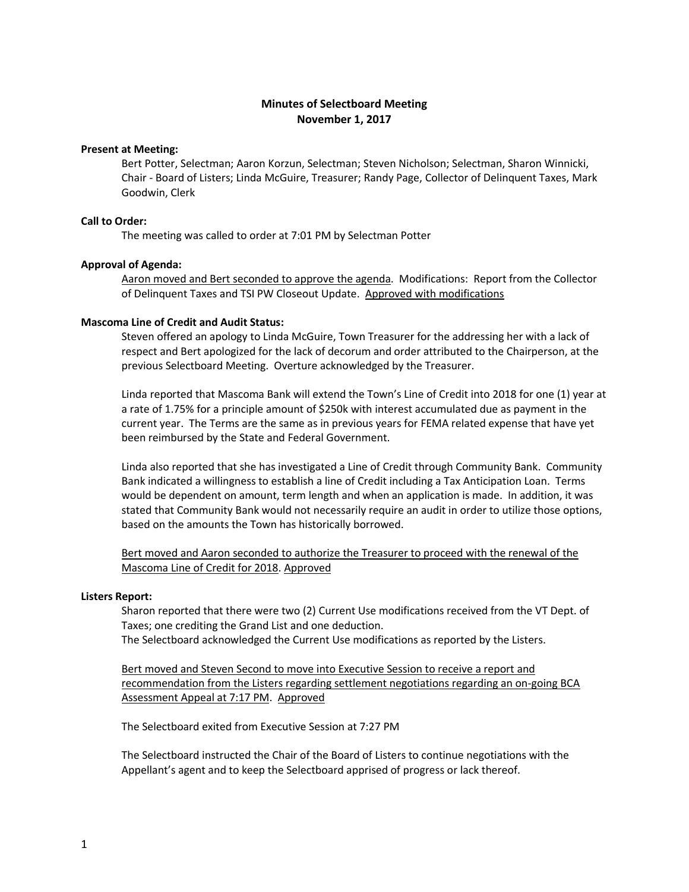# Minutes of Selectboard Meeting
## November 1, 2017

**Present at Meeting:**

Bert Potter, Selectman; Aaron Korzun, Selectman; Steven Nicholson; Selectman, Sharon Winnicki, Chair - Board of Listers; Linda McGuire, Treasurer; Randy Page, Collector of Delinquent Taxes, Mark Goodwin, Clerk

**Call to Order:**

The meeting was called to order at 7:01 PM by Selectman Potter

**Approval of Agenda:**

<u>Aaron moved and Bert seconded to approve the agenda</u>. Modifications: Report from the Collector of Delinquent Taxes and TSI PW Closeout Update. <u>Approved with modifications</u>

**Mascoma Line of Credit and Audit Status:**

Steven offered an apology to Linda McGuire, Town Treasurer for the addressing her with a lack of respect and Bert apologized for the lack of decorum and order attributed to the Chairperson, at the previous Selectboard Meeting. Overture acknowledged by the Treasurer.

Linda reported that Mascoma Bank will extend the Town's Line of Credit into 2018 for one (1) year at a rate of 1.75% for a principle amount of $250k with interest accumulated due as payment in the current year. The Terms are the same as in previous years for FEMA related expense that have yet been reimbursed by the State and Federal Government.

Linda also reported that she has investigated a Line of Credit through Community Bank. Community Bank indicated a willingness to establish a line of Credit including a Tax Anticipation Loan. Terms would be dependent on amount, term length and when an application is made. In addition, it was stated that Community Bank would not necessarily require an audit in order to utilize those options, based on the amounts the Town has historically borrowed.

<u>Bert moved and Aaron seconded to authorize the Treasurer to proceed with the renewal of the Mascoma Line of Credit for 2018</u>. <u>Approved</u>

**Listers Report:**

Sharon reported that there were two (2) Current Use modifications received from the VT Dept. of Taxes; one crediting the Grand List and one deduction.
The Selectboard acknowledged the Current Use modifications as reported by the Listers.

<u>Bert moved and Steven Second to move into Executive Session to receive a report and recommendation from the Listers regarding settlement negotiations regarding an on-going BCA Assessment Appeal at 7:17 PM</u>. <u>Approved</u>

The Selectboard exited from Executive Session at 7:27 PM

The Selectboard instructed the Chair of the Board of Listers to continue negotiations with the Appellant's agent and to keep the Selectboard apprised of progress or lack thereof.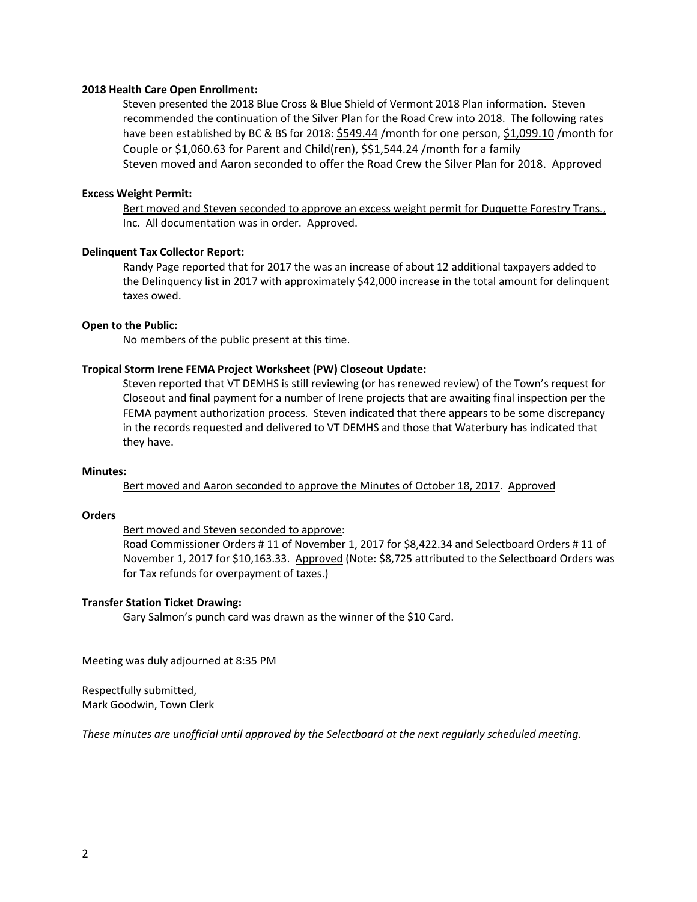**2018 Health Care Open Enrollment:**

Steven presented the 2018 Blue Cross & Blue Shield of Vermont 2018 Plan information. Steven recommended the continuation of the Silver Plan for the Road Crew into 2018. The following rates have been established by BC & BS for 2018: <u>$549.44</u> /month for one person, <u>$1,099.10</u> /month for Couple or $1,060.63 for Parent and Child(ren), <u>$$1,544.24</u> /month for a family
<u>Steven moved and Aaron seconded to offer the Road Crew the Silver Plan for 2018</u>. <u>Approved</u>

**Excess Weight Permit:**

<u>Bert moved and Steven seconded to approve an excess weight permit for Duquette Forestry Trans., Inc</u>. All documentation was in order. <u>Approved</u>.

**Delinquent Tax Collector Report:**

Randy Page reported that for 2017 the was an increase of about 12 additional taxpayers added to the Delinquency list in 2017 with approximately $42,000 increase in the total amount for delinquent taxes owed.

**Open to the Public:**

No members of the public present at this time.

**Tropical Storm Irene FEMA Project Worksheet (PW) Closeout Update:**

Steven reported that VT DEMHS is still reviewing (or has renewed review) of the Town's request for Closeout and final payment for a number of Irene projects that are awaiting final inspection per the FEMA payment authorization process. Steven indicated that there appears to be some discrepancy in the records requested and delivered to VT DEMHS and those that Waterbury has indicated that they have.

**Minutes:**

<u>Bert moved and Aaron seconded to approve the Minutes of October 18, 2017</u>. <u>Approved</u>

**Orders**

<u>Bert moved and Steven seconded to approve</u>:
Road Commissioner Orders # 11 of November 1, 2017 for $8,422.34 and Selectboard Orders # 11 of November 1, 2017 for $10,163.33. <u>Approved</u> (Note: $8,725 attributed to the Selectboard Orders was for Tax refunds for overpayment of taxes.)

**Transfer Station Ticket Drawing:**

Gary Salmon's punch card was drawn as the winner of the $10 Card.

Meeting was duly adjourned at 8:35 PM

Respectfully submitted,
Mark Goodwin, Town Clerk

*These minutes are unofficial until approved by the Selectboard at the next regularly scheduled meeting.*